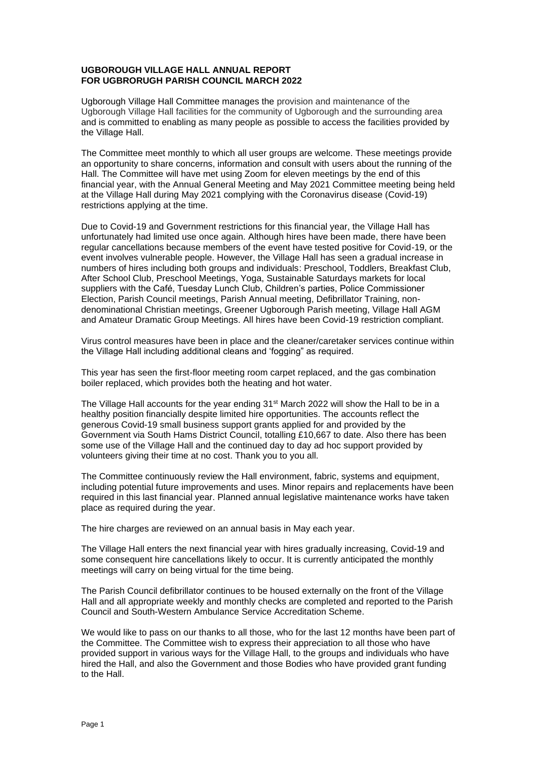**UGBOROUGH VILLAGE HALL ANNUAL REPORT**
**FOR UGBRORUGH PARISH COUNCIL MARCH 2022**

Ugborough Village Hall Committee manages the provision and maintenance of the Ugborough Village Hall facilities for the community of Ugborough and the surrounding area and is committed to enabling as many people as possible to access the facilities provided by the Village Hall.

The Committee meet monthly to which all user groups are welcome. These meetings provide an opportunity to share concerns, information and consult with users about the running of the Hall. The Committee will have met using Zoom for eleven meetings by the end of this financial year, with the Annual General Meeting and May 2021 Committee meeting being held at the Village Hall during May 2021 complying with the Coronavirus disease (Covid-19) restrictions applying at the time.

Due to Covid-19 and Government restrictions for this financial year, the Village Hall has unfortunately had limited use once again. Although hires have been made, there have been regular cancellations because members of the event have tested positive for Covid-19, or the event involves vulnerable people. However, the Village Hall has seen a gradual increase in numbers of hires including both groups and individuals: Preschool, Toddlers, Breakfast Club, After School Club, Preschool Meetings, Yoga, Sustainable Saturdays markets for local suppliers with the Café, Tuesday Lunch Club, Children's parties, Police Commissioner Election, Parish Council meetings, Parish Annual meeting, Defibrillator Training, non-denominational Christian meetings, Greener Ugborough Parish meeting, Village Hall AGM and Amateur Dramatic Group Meetings. All hires have been Covid-19 restriction compliant.

Virus control measures have been in place and the cleaner/caretaker services continue within the Village Hall including additional cleans and 'fogging" as required.

This year has seen the first-floor meeting room carpet replaced, and the gas combination boiler replaced, which provides both the heating and hot water.

The Village Hall accounts for the year ending 31st March 2022 will show the Hall to be in a healthy position financially despite limited hire opportunities. The accounts reflect the generous Covid-19 small business support grants applied for and provided by the Government via South Hams District Council, totalling £10,667 to date. Also there has been some use of the Village Hall and the continued day to day ad hoc support provided by volunteers giving their time at no cost. Thank you to you all.

The Committee continuously review the Hall environment, fabric, systems and equipment, including potential future improvements and uses. Minor repairs and replacements have been required in this last financial year. Planned annual legislative maintenance works have taken place as required during the year.

The hire charges are reviewed on an annual basis in May each year.

The Village Hall enters the next financial year with hires gradually increasing, Covid-19 and some consequent hire cancellations likely to occur. It is currently anticipated the monthly meetings will carry on being virtual for the time being.

The Parish Council defibrillator continues to be housed externally on the front of the Village Hall and all appropriate weekly and monthly checks are completed and reported to the Parish Council and South-Western Ambulance Service Accreditation Scheme.

We would like to pass on our thanks to all those, who for the last 12 months have been part of the Committee. The Committee wish to express their appreciation to all those who have provided support in various ways for the Village Hall, to the groups and individuals who have hired the Hall, and also the Government and those Bodies who have provided grant funding to the Hall.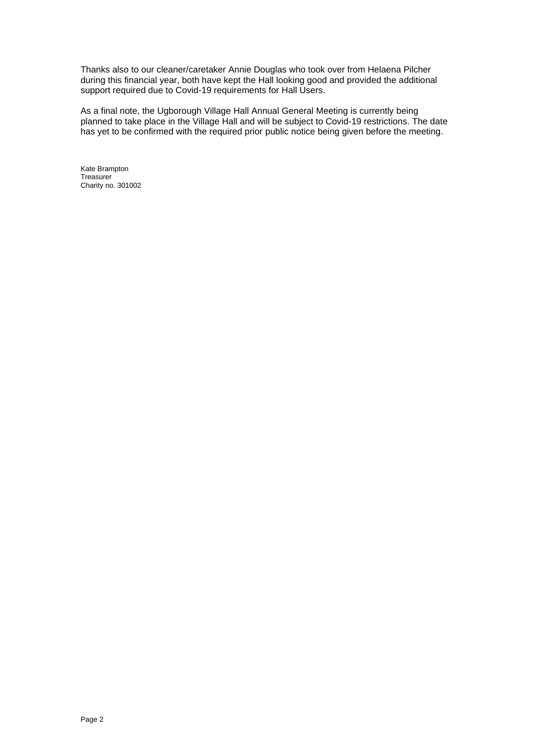Thanks also to our cleaner/caretaker Annie Douglas who took over from Helaena Pilcher during this financial year, both have kept the Hall looking good and provided the additional support required due to Covid-19 requirements for Hall Users.

As a final note, the Ugborough Village Hall Annual General Meeting is currently being planned to take place in the Village Hall and will be subject to Covid-19 restrictions. The date has yet to be confirmed with the required prior public notice being given before the meeting.

Kate Brampton
Treasurer
Charity no. 301002